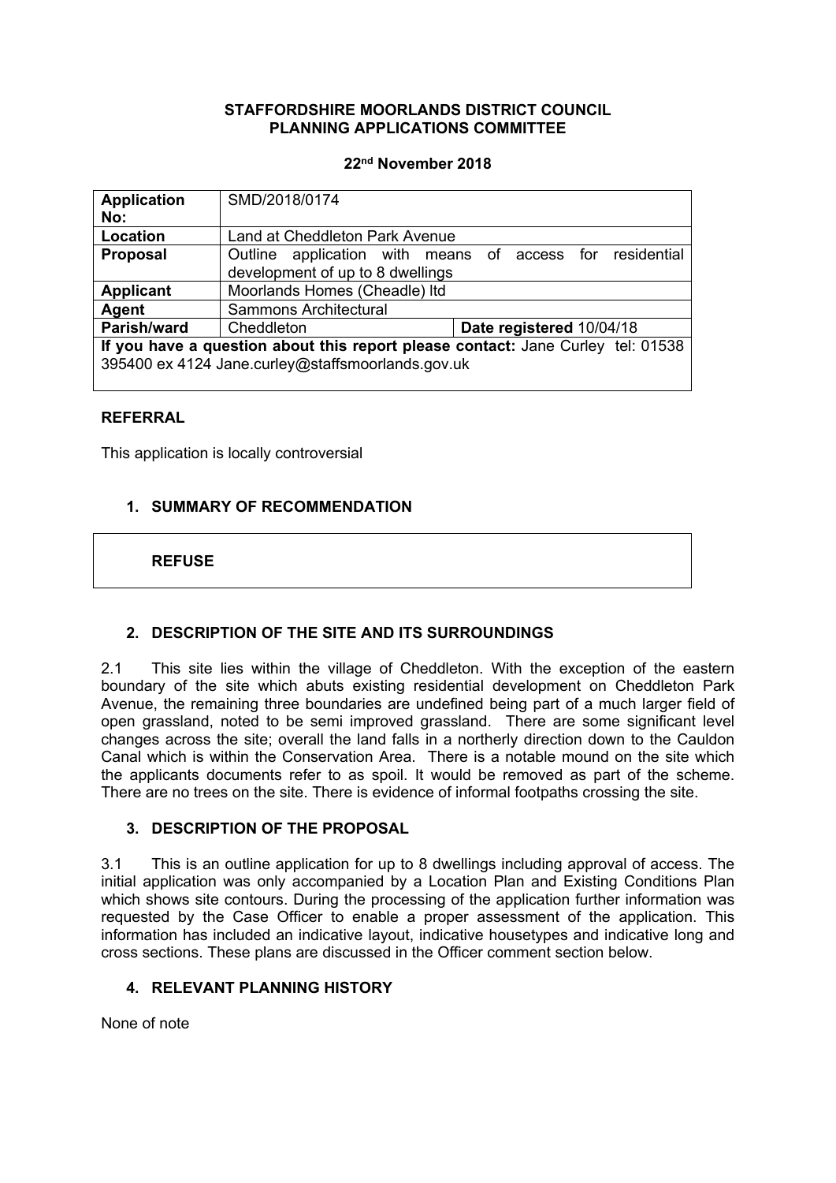**STAFFORDSHIRE MOORLANDS DISTRICT COUNCIL**
**PLANNING APPLICATIONS COMMITTEE**

**22nd November 2018**

| | | |
|---|---|---|
| **Application No:** | SMD/2018/0174 | |
| **Location** | Land at Cheddleton Park Avenue | |
| **Proposal** | Outline application with means of access for residential development of up to 8 dwellings | |
| **Applicant** | Moorlands Homes (Cheadle) ltd | |
| **Agent** | Sammons Architectural | |
| **Parish/ward** | Cheddleton | **Date registered** 10/04/18 |
| **If you have a question about this report please contact:** Jane Curley tel: 01538 395400 ex 4124 Jane.curley@staffsmoorlands.gov.uk | | |

**REFERRAL**

This application is locally controversial

## 1. SUMMARY OF RECOMMENDATION

**REFUSE**

## 2. DESCRIPTION OF THE SITE AND ITS SURROUNDINGS

2.1 This site lies within the village of Cheddleton. With the exception of the eastern boundary of the site which abuts existing residential development on Cheddleton Park Avenue, the remaining three boundaries are undefined being part of a much larger field of open grassland, noted to be semi improved grassland. There are some significant level changes across the site; overall the land falls in a northerly direction down to the Cauldon Canal which is within the Conservation Area. There is a notable mound on the site which the applicants documents refer to as spoil. It would be removed as part of the scheme. There are no trees on the site. There is evidence of informal footpaths crossing the site.

## 3. DESCRIPTION OF THE PROPOSAL

3.1 This is an outline application for up to 8 dwellings including approval of access. The initial application was only accompanied by a Location Plan and Existing Conditions Plan which shows site contours. During the processing of the application further information was requested by the Case Officer to enable a proper assessment of the application. This information has included an indicative layout, indicative housetypes and indicative long and cross sections. These plans are discussed in the Officer comment section below.

## 4. RELEVANT PLANNING HISTORY

None of note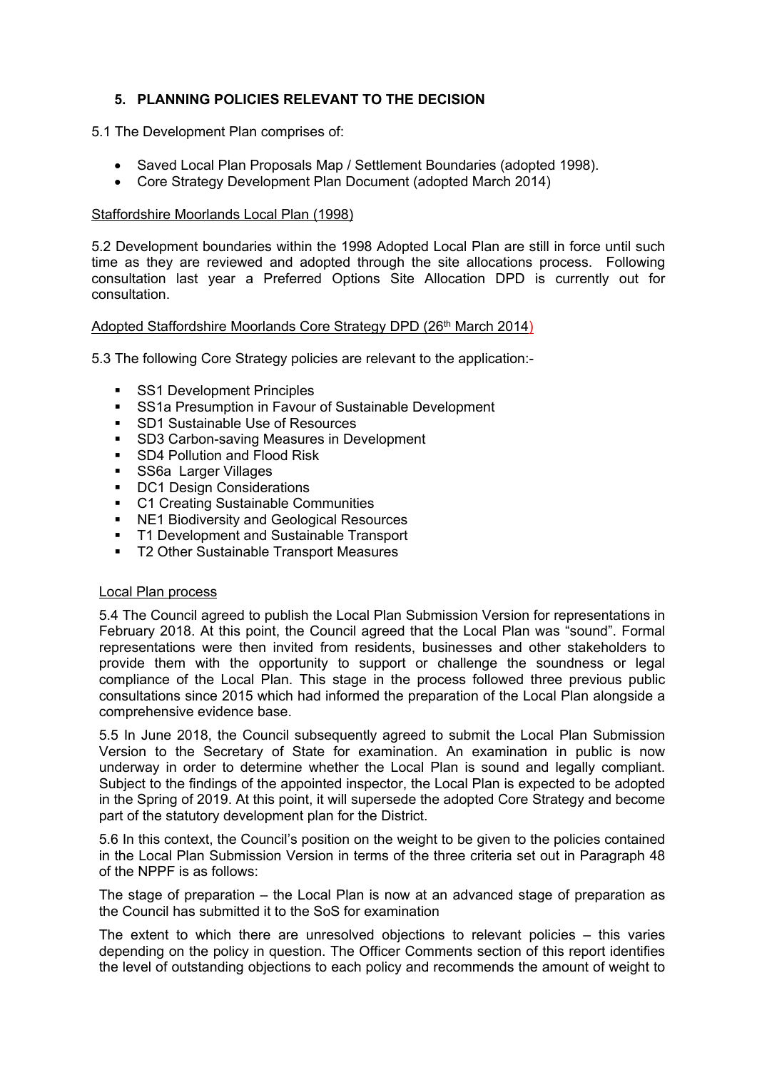## 5. PLANNING POLICIES RELEVANT TO THE DECISION

5.1 The Development Plan comprises of:

- Saved Local Plan Proposals Map / Settlement Boundaries (adopted 1998).
- Core Strategy Development Plan Document (adopted March 2014)

Staffordshire Moorlands Local Plan (1998)

5.2 Development boundaries within the 1998 Adopted Local Plan are still in force until such time as they are reviewed and adopted through the site allocations process. Following consultation last year a Preferred Options Site Allocation DPD is currently out for consultation.

Adopted Staffordshire Moorlands Core Strategy DPD (26th March 2014)

5.3 The following Core Strategy policies are relevant to the application:-

- SS1 Development Principles
- SS1a Presumption in Favour of Sustainable Development
- SD1 Sustainable Use of Resources
- SD3 Carbon-saving Measures in Development
- SD4 Pollution and Flood Risk
- SS6a Larger Villages
- DC1 Design Considerations
- C1 Creating Sustainable Communities
- NE1 Biodiversity and Geological Resources
- T1 Development and Sustainable Transport
- T2 Other Sustainable Transport Measures

Local Plan process

5.4 The Council agreed to publish the Local Plan Submission Version for representations in February 2018. At this point, the Council agreed that the Local Plan was "sound". Formal representations were then invited from residents, businesses and other stakeholders to provide them with the opportunity to support or challenge the soundness or legal compliance of the Local Plan. This stage in the process followed three previous public consultations since 2015 which had informed the preparation of the Local Plan alongside a comprehensive evidence base.

5.5 In June 2018, the Council subsequently agreed to submit the Local Plan Submission Version to the Secretary of State for examination. An examination in public is now underway in order to determine whether the Local Plan is sound and legally compliant. Subject to the findings of the appointed inspector, the Local Plan is expected to be adopted in the Spring of 2019. At this point, it will supersede the adopted Core Strategy and become part of the statutory development plan for the District.

5.6 In this context, the Council's position on the weight to be given to the policies contained in the Local Plan Submission Version in terms of the three criteria set out in Paragraph 48 of the NPPF is as follows:

The stage of preparation – the Local Plan is now at an advanced stage of preparation as the Council has submitted it to the SoS for examination

The extent to which there are unresolved objections to relevant policies – this varies depending on the policy in question. The Officer Comments section of this report identifies the level of outstanding objections to each policy and recommends the amount of weight to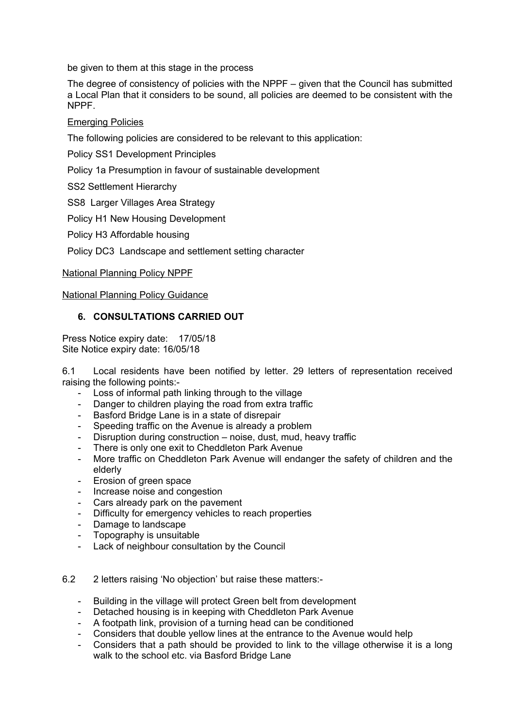be given to them at this stage in the process

The degree of consistency of policies with the NPPF – given that the Council has submitted a Local Plan that it considers to be sound, all policies are deemed to be consistent with the NPPF.

Emerging Policies

The following policies are considered to be relevant to this application:

Policy SS1 Development Principles

Policy 1a Presumption in favour of sustainable development

SS2 Settlement Hierarchy

SS8 Larger Villages Area Strategy

Policy H1 New Housing Development

Policy H3 Affordable housing

Policy DC3 Landscape and settlement setting character

National Planning Policy NPPF

National Planning Policy Guidance

## 6. CONSULTATIONS CARRIED OUT

Press Notice expiry date: 17/05/18
Site Notice expiry date: 16/05/18

6.1 Local residents have been notified by letter. 29 letters of representation received raising the following points:-

- Loss of informal path linking through to the village
- Danger to children playing the road from extra traffic
- Basford Bridge Lane is in a state of disrepair
- Speeding traffic on the Avenue is already a problem
- Disruption during construction – noise, dust, mud, heavy traffic
- There is only one exit to Cheddleton Park Avenue
- More traffic on Cheddleton Park Avenue will endanger the safety of children and the elderly
- Erosion of green space
- Increase noise and congestion
- Cars already park on the pavement
- Difficulty for emergency vehicles to reach properties
- Damage to landscape
- Topography is unsuitable
- Lack of neighbour consultation by the Council

6.2 2 letters raising 'No objection' but raise these matters:-

- Building in the village will protect Green belt from development
- Detached housing is in keeping with Cheddleton Park Avenue
- A footpath link, provision of a turning head can be conditioned
- Considers that double yellow lines at the entrance to the Avenue would help
- Considers that a path should be provided to link to the village otherwise it is a long walk to the school etc. via Basford Bridge Lane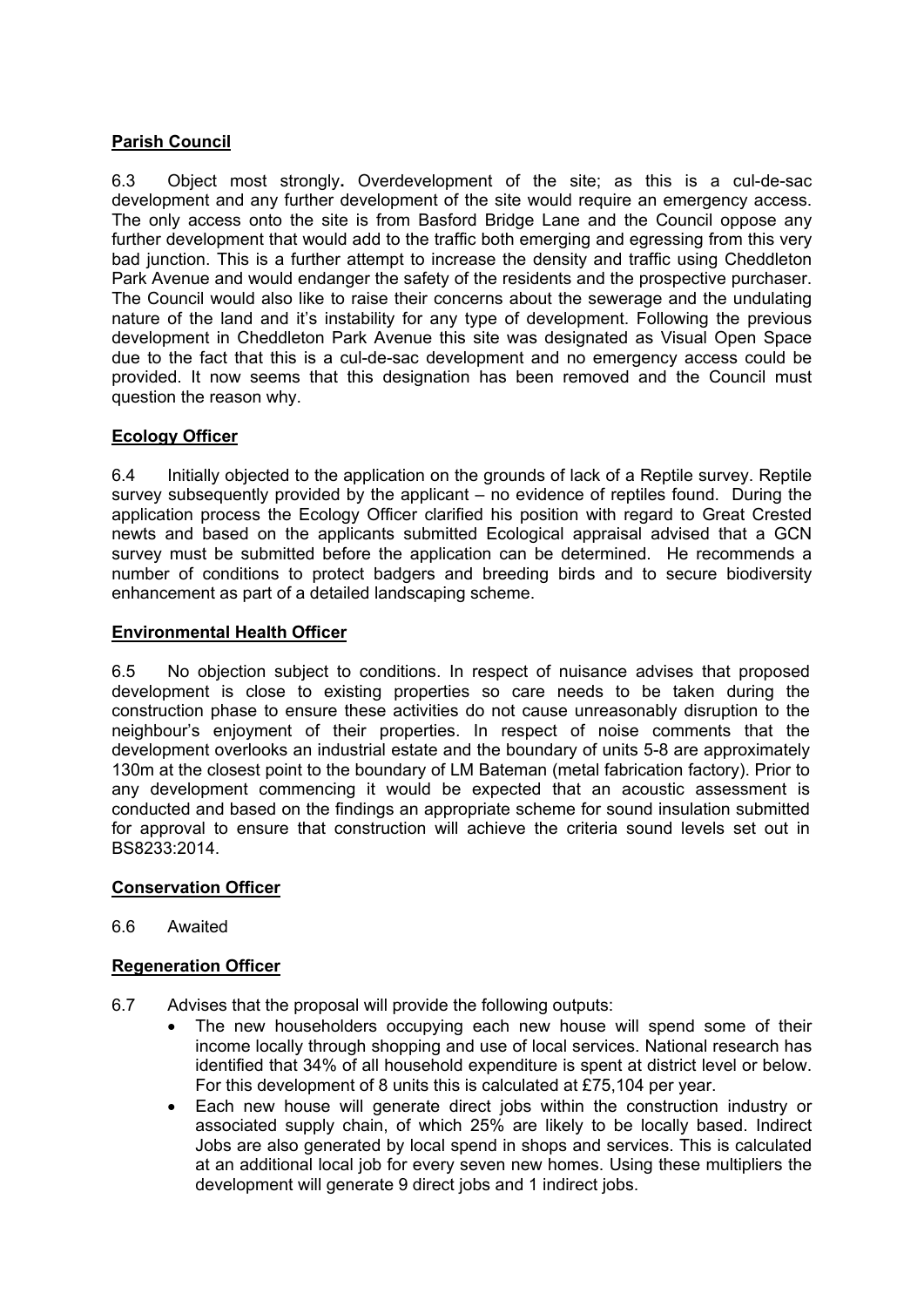**Parish Council**

6.3 Object most strongly**.** Overdevelopment of the site; as this is a cul-de-sac development and any further development of the site would require an emergency access. The only access onto the site is from Basford Bridge Lane and the Council oppose any further development that would add to the traffic both emerging and egressing from this very bad junction. This is a further attempt to increase the density and traffic using Cheddleton Park Avenue and would endanger the safety of the residents and the prospective purchaser. The Council would also like to raise their concerns about the sewerage and the undulating nature of the land and it's instability for any type of development. Following the previous development in Cheddleton Park Avenue this site was designated as Visual Open Space due to the fact that this is a cul-de-sac development and no emergency access could be provided. It now seems that this designation has been removed and the Council must question the reason why.

**Ecology Officer**

6.4 Initially objected to the application on the grounds of lack of a Reptile survey. Reptile survey subsequently provided by the applicant – no evidence of reptiles found. During the application process the Ecology Officer clarified his position with regard to Great Crested newts and based on the applicants submitted Ecological appraisal advised that a GCN survey must be submitted before the application can be determined. He recommends a number of conditions to protect badgers and breeding birds and to secure biodiversity enhancement as part of a detailed landscaping scheme.

**Environmental Health Officer**

6.5 No objection subject to conditions. In respect of nuisance advises that proposed development is close to existing properties so care needs to be taken during the construction phase to ensure these activities do not cause unreasonably disruption to the neighbour's enjoyment of their properties. In respect of noise comments that the development overlooks an industrial estate and the boundary of units 5-8 are approximately 130m at the closest point to the boundary of LM Bateman (metal fabrication factory). Prior to any development commencing it would be expected that an acoustic assessment is conducted and based on the findings an appropriate scheme for sound insulation submitted for approval to ensure that construction will achieve the criteria sound levels set out in BS8233:2014.

**Conservation Officer**

6.6 Awaited

**Regeneration Officer**

6.7 Advises that the proposal will provide the following outputs:

- The new householders occupying each new house will spend some of their income locally through shopping and use of local services. National research has identified that 34% of all household expenditure is spent at district level or below. For this development of 8 units this is calculated at £75,104 per year.
- Each new house will generate direct jobs within the construction industry or associated supply chain, of which 25% are likely to be locally based. Indirect Jobs are also generated by local spend in shops and services. This is calculated at an additional local job for every seven new homes. Using these multipliers the development will generate 9 direct jobs and 1 indirect jobs.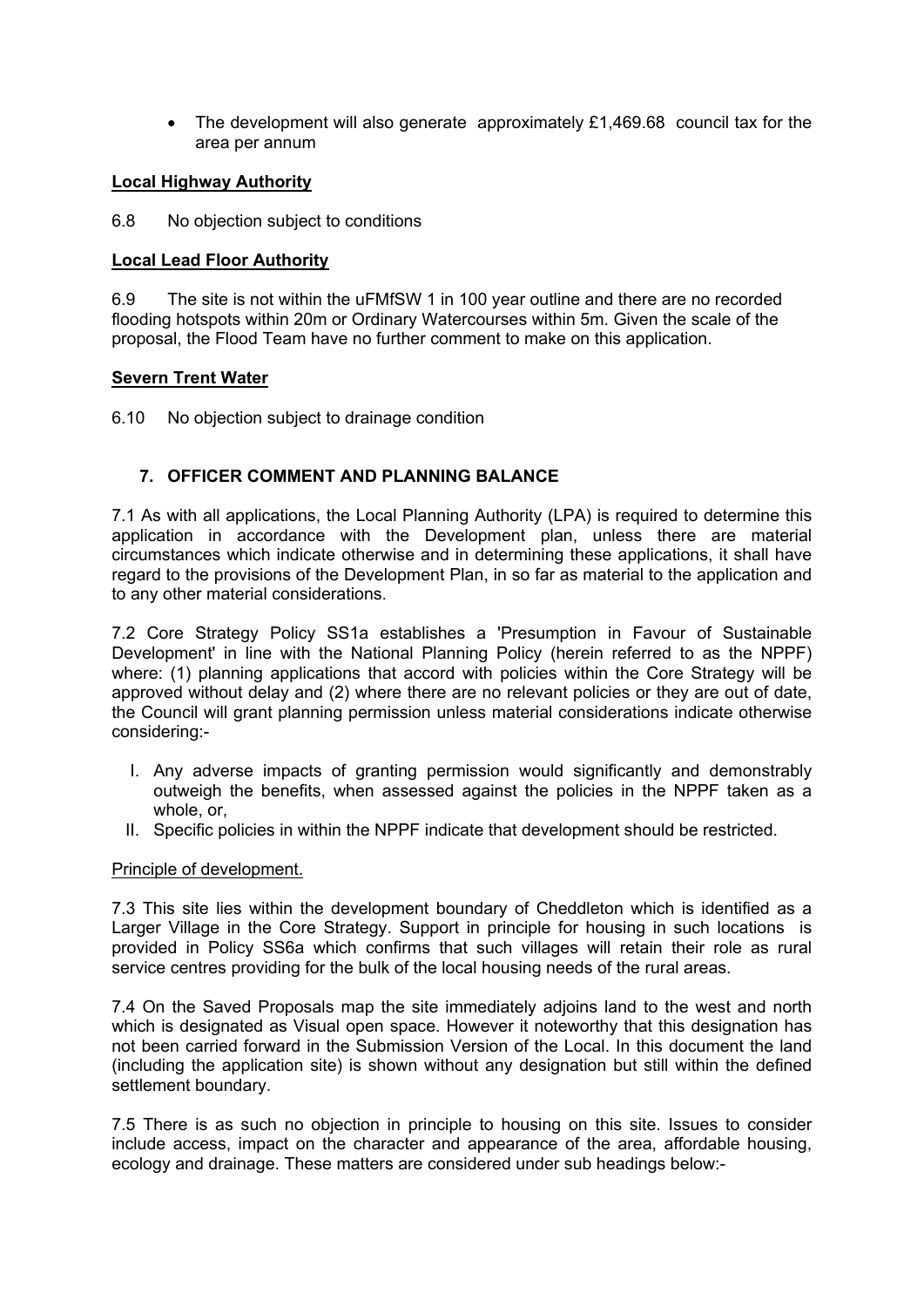- The development will also generate approximately £1,469.68 council tax for the area per annum

**Local Highway Authority**

6.8 No objection subject to conditions

**Local Lead Floor Authority**

6.9 The site is not within the uFMfSW 1 in 100 year outline and there are no recorded flooding hotspots within 20m or Ordinary Watercourses within 5m. Given the scale of the proposal, the Flood Team have no further comment to make on this application.

**Severn Trent Water**

6.10 No objection subject to drainage condition

## 7. OFFICER COMMENT AND PLANNING BALANCE

7.1 As with all applications, the Local Planning Authority (LPA) is required to determine this application in accordance with the Development plan, unless there are material circumstances which indicate otherwise and in determining these applications, it shall have regard to the provisions of the Development Plan, in so far as material to the application and to any other material considerations.

7.2 Core Strategy Policy SS1a establishes a 'Presumption in Favour of Sustainable Development' in line with the National Planning Policy (herein referred to as the NPPF) where: (1) planning applications that accord with policies within the Core Strategy will be approved without delay and (2) where there are no relevant policies or they are out of date, the Council will grant planning permission unless material considerations indicate otherwise considering:-

I. Any adverse impacts of granting permission would significantly and demonstrably outweigh the benefits, when assessed against the policies in the NPPF taken as a whole, or,
II. Specific policies in within the NPPF indicate that development should be restricted.

Principle of development.

7.3 This site lies within the development boundary of Cheddleton which is identified as a Larger Village in the Core Strategy. Support in principle for housing in such locations is provided in Policy SS6a which confirms that such villages will retain their role as rural service centres providing for the bulk of the local housing needs of the rural areas.

7.4 On the Saved Proposals map the site immediately adjoins land to the west and north which is designated as Visual open space. However it noteworthy that this designation has not been carried forward in the Submission Version of the Local. In this document the land (including the application site) is shown without any designation but still within the defined settlement boundary.

7.5 There is as such no objection in principle to housing on this site. Issues to consider include access, impact on the character and appearance of the area, affordable housing, ecology and drainage. These matters are considered under sub headings below:-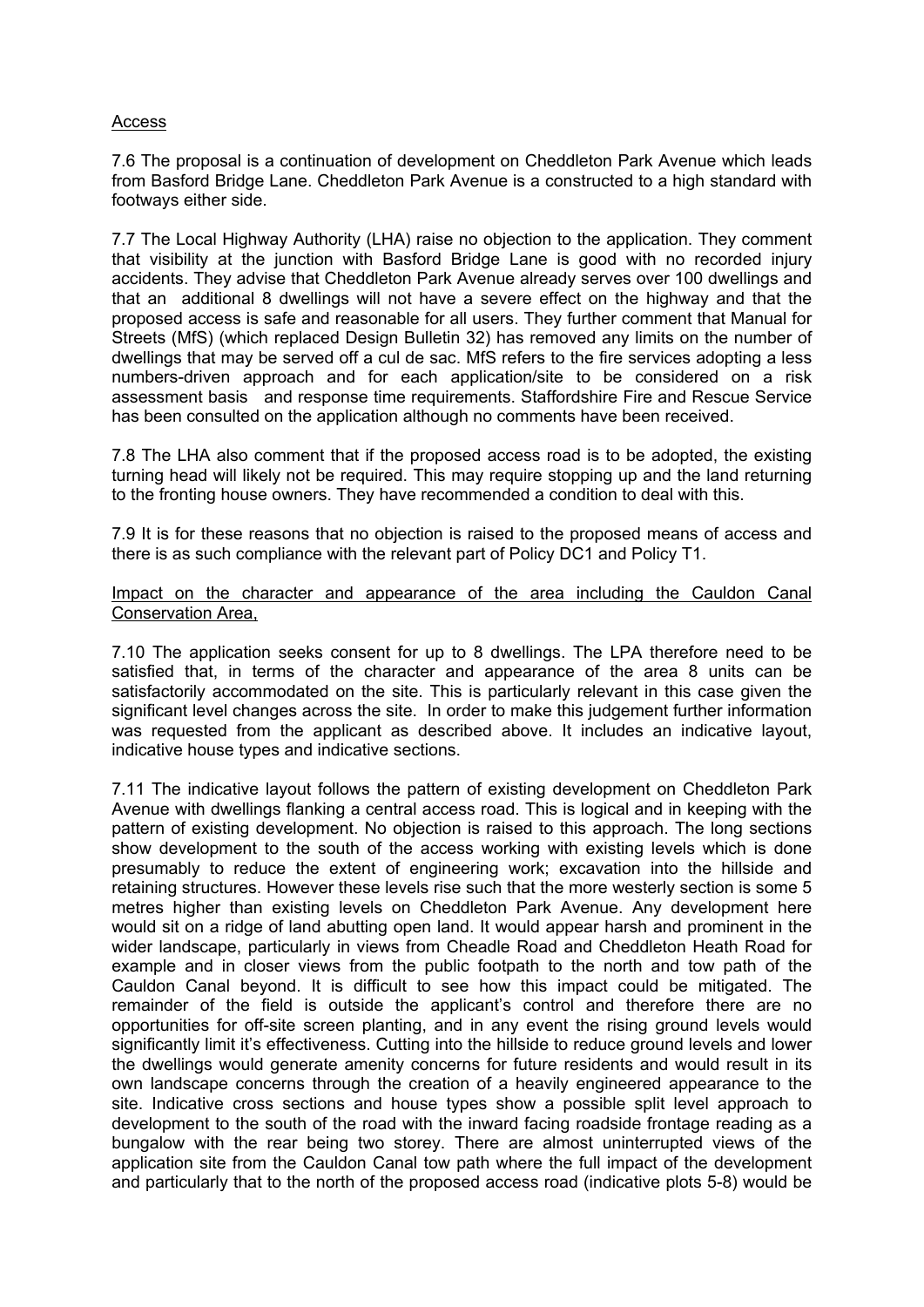Access

7.6 The proposal is a continuation of development on Cheddleton Park Avenue which leads from Basford Bridge Lane. Cheddleton Park Avenue is a constructed to a high standard with footways either side.

7.7 The Local Highway Authority (LHA) raise no objection to the application. They comment that visibility at the junction with Basford Bridge Lane is good with no recorded injury accidents. They advise that Cheddleton Park Avenue already serves over 100 dwellings and that an additional 8 dwellings will not have a severe effect on the highway and that the proposed access is safe and reasonable for all users. They further comment that Manual for Streets (MfS) (which replaced Design Bulletin 32) has removed any limits on the number of dwellings that may be served off a cul de sac. MfS refers to the fire services adopting a less numbers-driven approach and for each application/site to be considered on a risk assessment basis and response time requirements. Staffordshire Fire and Rescue Service has been consulted on the application although no comments have been received.

7.8 The LHA also comment that if the proposed access road is to be adopted, the existing turning head will likely not be required. This may require stopping up and the land returning to the fronting house owners. They have recommended a condition to deal with this.

7.9 It is for these reasons that no objection is raised to the proposed means of access and there is as such compliance with the relevant part of Policy DC1 and Policy T1.

Impact on the character and appearance of the area including the Cauldon Canal Conservation Area,

7.10 The application seeks consent for up to 8 dwellings. The LPA therefore need to be satisfied that, in terms of the character and appearance of the area 8 units can be satisfactorily accommodated on the site. This is particularly relevant in this case given the significant level changes across the site. In order to make this judgement further information was requested from the applicant as described above. It includes an indicative layout, indicative house types and indicative sections.

7.11 The indicative layout follows the pattern of existing development on Cheddleton Park Avenue with dwellings flanking a central access road. This is logical and in keeping with the pattern of existing development. No objection is raised to this approach. The long sections show development to the south of the access working with existing levels which is done presumably to reduce the extent of engineering work; excavation into the hillside and retaining structures. However these levels rise such that the more westerly section is some 5 metres higher than existing levels on Cheddleton Park Avenue. Any development here would sit on a ridge of land abutting open land. It would appear harsh and prominent in the wider landscape, particularly in views from Cheadle Road and Cheddleton Heath Road for example and in closer views from the public footpath to the north and tow path of the Cauldon Canal beyond. It is difficult to see how this impact could be mitigated. The remainder of the field is outside the applicant's control and therefore there are no opportunities for off-site screen planting, and in any event the rising ground levels would significantly limit it's effectiveness. Cutting into the hillside to reduce ground levels and lower the dwellings would generate amenity concerns for future residents and would result in its own landscape concerns through the creation of a heavily engineered appearance to the site. Indicative cross sections and house types show a possible split level approach to development to the south of the road with the inward facing roadside frontage reading as a bungalow with the rear being two storey. There are almost uninterrupted views of the application site from the Cauldon Canal tow path where the full impact of the development and particularly that to the north of the proposed access road (indicative plots 5-8) would be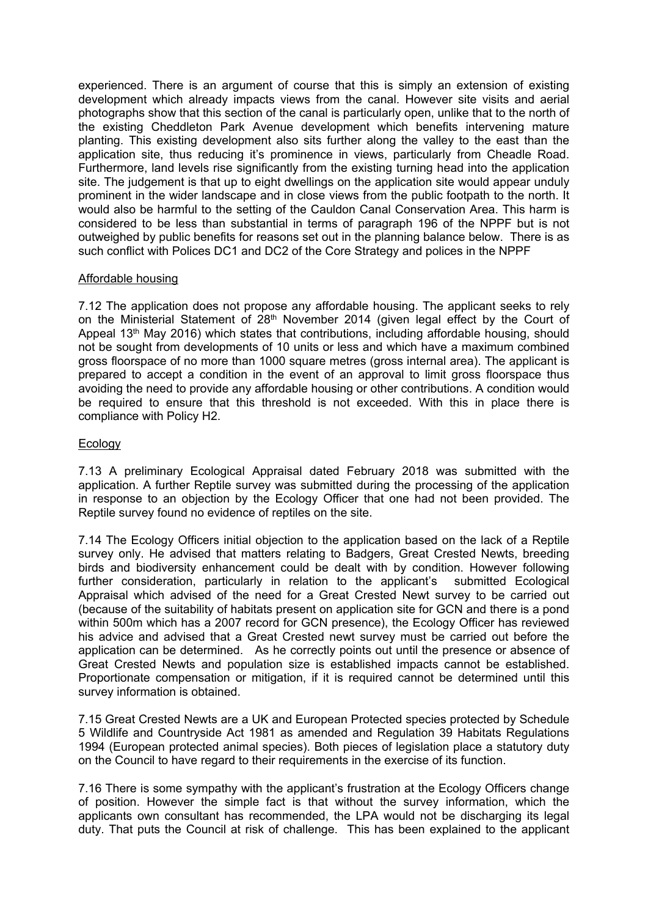experienced. There is an argument of course that this is simply an extension of existing development which already impacts views from the canal. However site visits and aerial photographs show that this section of the canal is particularly open, unlike that to the north of the existing Cheddleton Park Avenue development which benefits intervening mature planting. This existing development also sits further along the valley to the east than the application site, thus reducing it's prominence in views, particularly from Cheadle Road. Furthermore, land levels rise significantly from the existing turning head into the application site. The judgement is that up to eight dwellings on the application site would appear unduly prominent in the wider landscape and in close views from the public footpath to the north. It would also be harmful to the setting of the Cauldon Canal Conservation Area. This harm is considered to be less than substantial in terms of paragraph 196 of the NPPF but is not outweighed by public benefits for reasons set out in the planning balance below. There is as such conflict with Polices DC1 and DC2 of the Core Strategy and polices in the NPPF

Affordable housing

7.12 The application does not propose any affordable housing. The applicant seeks to rely on the Ministerial Statement of 28th November 2014 (given legal effect by the Court of Appeal 13th May 2016) which states that contributions, including affordable housing, should not be sought from developments of 10 units or less and which have a maximum combined gross floorspace of no more than 1000 square metres (gross internal area). The applicant is prepared to accept a condition in the event of an approval to limit gross floorspace thus avoiding the need to provide any affordable housing or other contributions. A condition would be required to ensure that this threshold is not exceeded. With this in place there is compliance with Policy H2.

Ecology

7.13 A preliminary Ecological Appraisal dated February 2018 was submitted with the application. A further Reptile survey was submitted during the processing of the application in response to an objection by the Ecology Officer that one had not been provided. The Reptile survey found no evidence of reptiles on the site.

7.14 The Ecology Officers initial objection to the application based on the lack of a Reptile survey only. He advised that matters relating to Badgers, Great Crested Newts, breeding birds and biodiversity enhancement could be dealt with by condition. However following further consideration, particularly in relation to the applicant's submitted Ecological Appraisal which advised of the need for a Great Crested Newt survey to be carried out (because of the suitability of habitats present on application site for GCN and there is a pond within 500m which has a 2007 record for GCN presence), the Ecology Officer has reviewed his advice and advised that a Great Crested newt survey must be carried out before the application can be determined. As he correctly points out until the presence or absence of Great Crested Newts and population size is established impacts cannot be established. Proportionate compensation or mitigation, if it is required cannot be determined until this survey information is obtained.

7.15 Great Crested Newts are a UK and European Protected species protected by Schedule 5 Wildlife and Countryside Act 1981 as amended and Regulation 39 Habitats Regulations 1994 (European protected animal species). Both pieces of legislation place a statutory duty on the Council to have regard to their requirements in the exercise of its function.

7.16 There is some sympathy with the applicant's frustration at the Ecology Officers change of position. However the simple fact is that without the survey information, which the applicants own consultant has recommended, the LPA would not be discharging its legal duty. That puts the Council at risk of challenge. This has been explained to the applicant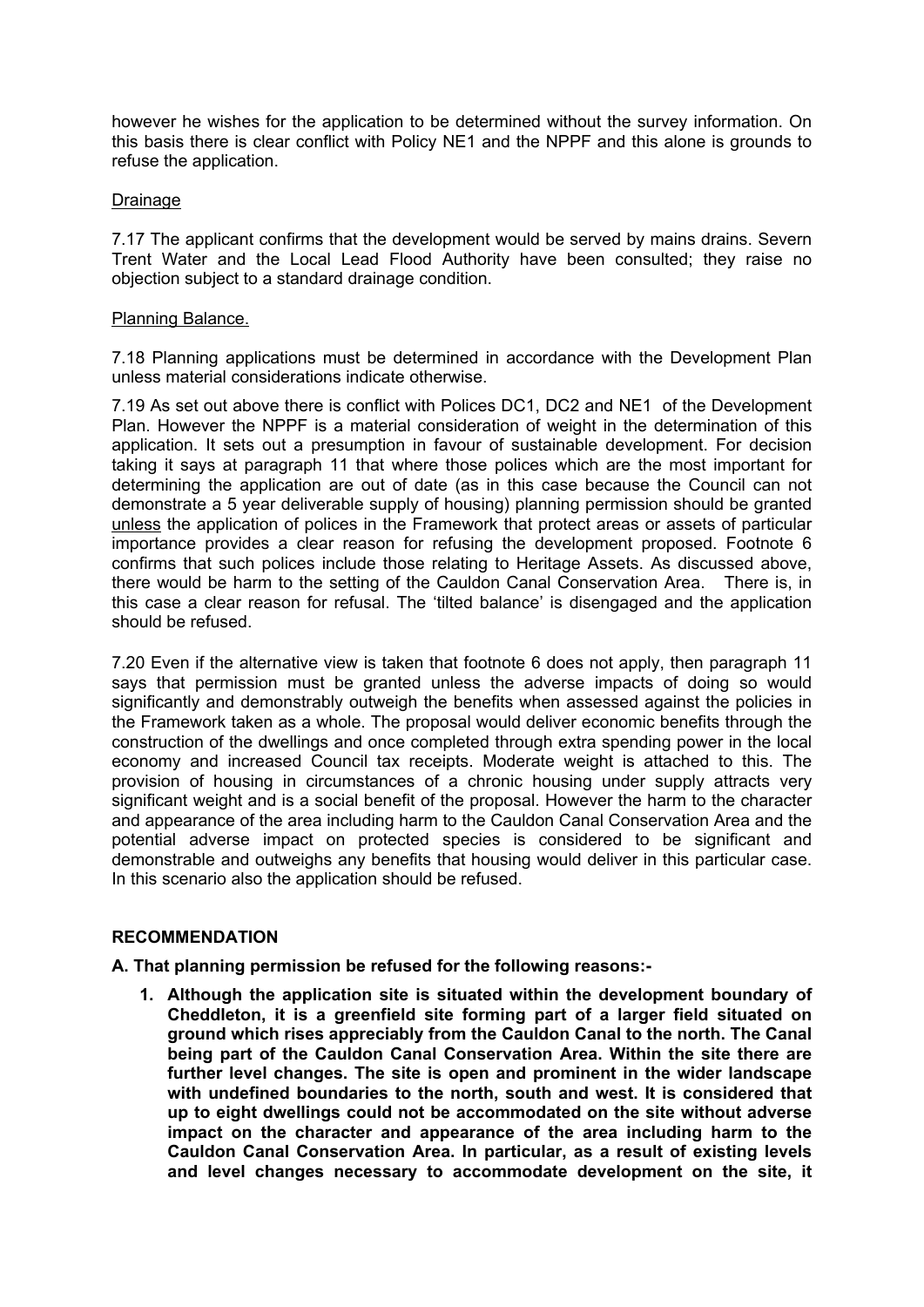however he wishes for the application to be determined without the survey information. On this basis there is clear conflict with Policy NE1 and the NPPF and this alone is grounds to refuse the application.

Drainage

7.17 The applicant confirms that the development would be served by mains drains. Severn Trent Water and the Local Lead Flood Authority have been consulted; they raise no objection subject to a standard drainage condition.

Planning Balance.

7.18 Planning applications must be determined in accordance with the Development Plan unless material considerations indicate otherwise.

7.19 As set out above there is conflict with Polices DC1, DC2 and NE1 of the Development Plan. However the NPPF is a material consideration of weight in the determination of this application. It sets out a presumption in favour of sustainable development. For decision taking it says at paragraph 11 that where those polices which are the most important for determining the application are out of date (as in this case because the Council can not demonstrate a 5 year deliverable supply of housing) planning permission should be granted unless the application of polices in the Framework that protect areas or assets of particular importance provides a clear reason for refusing the development proposed. Footnote 6 confirms that such polices include those relating to Heritage Assets. As discussed above, there would be harm to the setting of the Cauldon Canal Conservation Area. There is, in this case a clear reason for refusal. The 'tilted balance' is disengaged and the application should be refused.

7.20 Even if the alternative view is taken that footnote 6 does not apply, then paragraph 11 says that permission must be granted unless the adverse impacts of doing so would significantly and demonstrably outweigh the benefits when assessed against the policies in the Framework taken as a whole. The proposal would deliver economic benefits through the construction of the dwellings and once completed through extra spending power in the local economy and increased Council tax receipts. Moderate weight is attached to this. The provision of housing in circumstances of a chronic housing under supply attracts very significant weight and is a social benefit of the proposal. However the harm to the character and appearance of the area including harm to the Cauldon Canal Conservation Area and the potential adverse impact on protected species is considered to be significant and demonstrable and outweighs any benefits that housing would deliver in this particular case. In this scenario also the application should be refused.

## RECOMMENDATION

**A. That planning permission be refused for the following reasons:-**

1. **Although the application site is situated within the development boundary of Cheddleton, it is a greenfield site forming part of a larger field situated on ground which rises appreciably from the Cauldon Canal to the north. The Canal being part of the Cauldon Canal Conservation Area. Within the site there are further level changes. The site is open and prominent in the wider landscape with undefined boundaries to the north, south and west. It is considered that up to eight dwellings could not be accommodated on the site without adverse impact on the character and appearance of the area including harm to the Cauldon Canal Conservation Area. In particular, as a result of existing levels and level changes necessary to accommodate development on the site, it**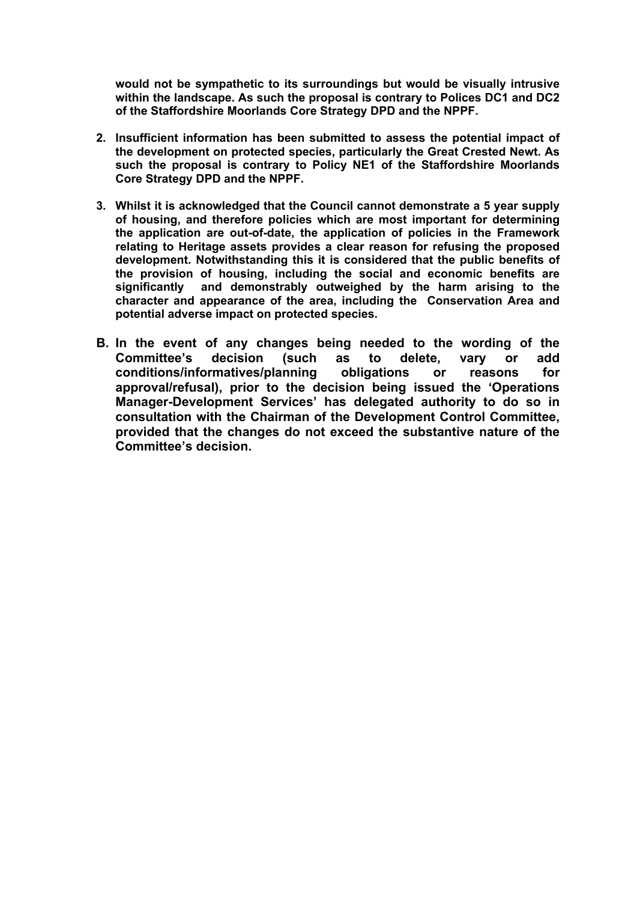**would not be sympathetic to its surroundings but would be visually intrusive within the landscape. As such the proposal is contrary to Polices DC1 and DC2 of the Staffordshire Moorlands Core Strategy DPD and the NPPF.**

2. **Insufficient information has been submitted to assess the potential impact of the development on protected species, particularly the Great Crested Newt. As such the proposal is contrary to Policy NE1 of the Staffordshire Moorlands Core Strategy DPD and the NPPF.**

3. **Whilst it is acknowledged that the Council cannot demonstrate a 5 year supply of housing, and therefore policies which are most important for determining the application are out-of-date, the application of policies in the Framework relating to Heritage assets provides a clear reason for refusing the proposed development. Notwithstanding this it is considered that the public benefits of the provision of housing, including the social and economic benefits are significantly and demonstrably outweighed by the harm arising to the character and appearance of the area, including the Conservation Area and potential adverse impact on protected species.**

**B. In the event of any changes being needed to the wording of the Committee's decision (such as to delete, vary or add conditions/informatives/planning obligations or reasons for approval/refusal), prior to the decision being issued the 'Operations Manager-Development Services' has delegated authority to do so in consultation with the Chairman of the Development Control Committee, provided that the changes do not exceed the substantive nature of the Committee's decision.**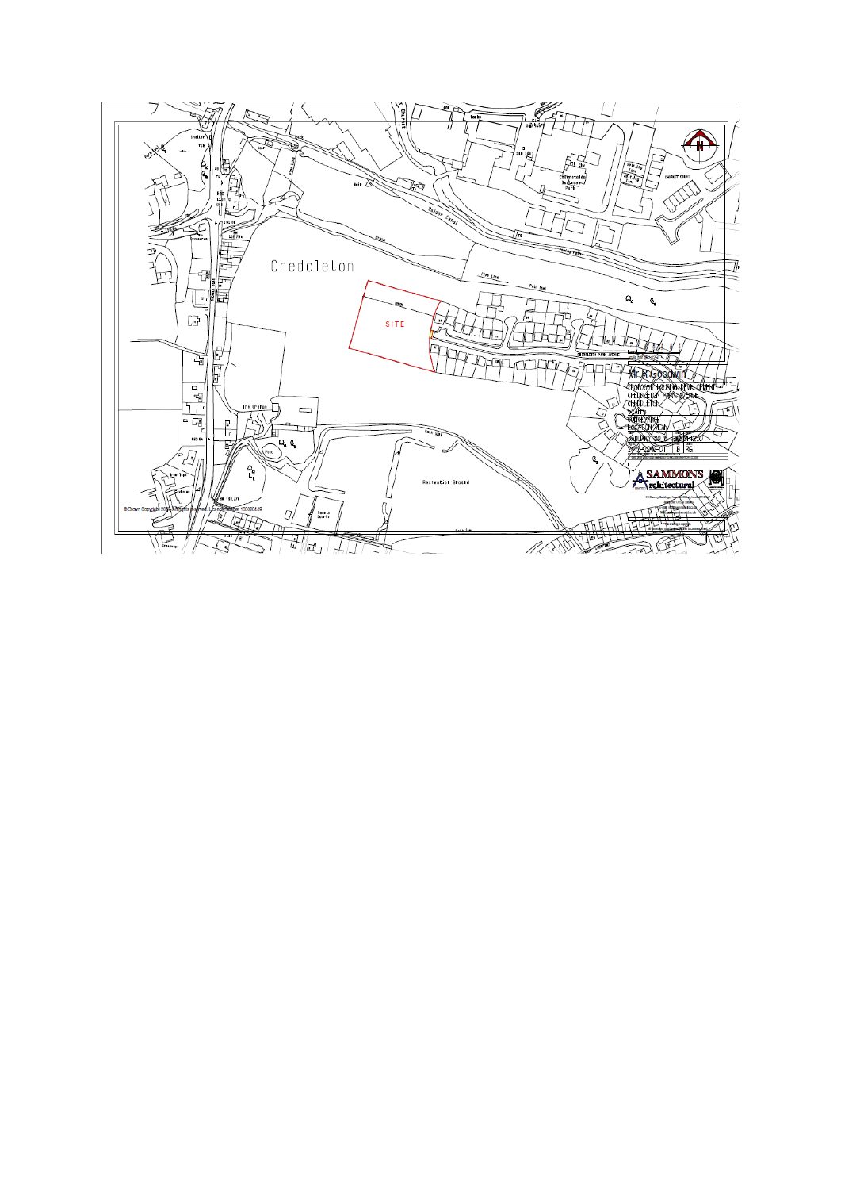Cheddleton

SITE

Mr R Goodwin

PROPOSED HOUSING DEVELOPMENT
CHEDDLETON PARK AVENUE
CHEDDLETON
STAFFS

LOCATION PLAN

SAMMONS Architectural

© Crown Copyright. All rights reserved. Licence number 100020449